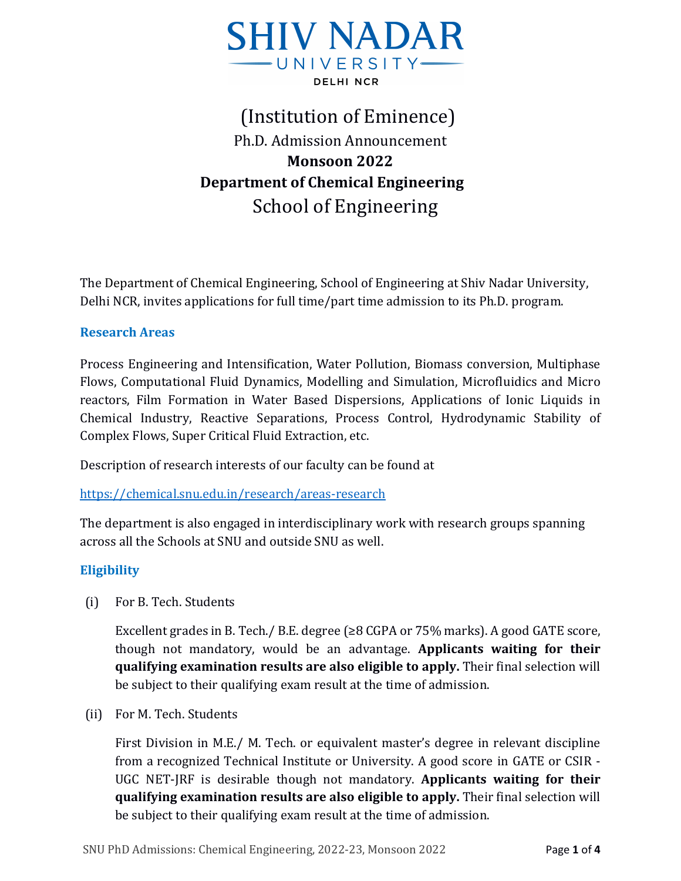# SHIV NADAR UNIVERSITY

DELHI NCR

(Institution of Eminence)

Ph.D. Admission Announcement

**Monsoon 2022**

**Department of Chemical Engineering**

School of Engineering

The Department of Chemical Engineering, School of Engineering at Shiv Nadar University, Delhi NCR, invites applications for full time/part time admission to its Ph.D. program.

## Research Areas

Process Engineering and Intensification, Water Pollution, Biomass conversion, Multiphase Flows, Computational Fluid Dynamics, Modelling and Simulation, Microfluidics and Micro reactors, Film Formation in Water Based Dispersions, Applications of Ionic Liquids in Chemical Industry, Reactive Separations, Process Control, Hydrodynamic Stability of Complex Flows, Super Critical Fluid Extraction, etc.

Description of research interests of our faculty can be found at

https://chemical.snu.edu.in/research/areas-research

The department is also engaged in interdisciplinary work with research groups spanning across all the Schools at SNU and outside SNU as well.

## Eligibility

(i) For B. Tech. Students

Excellent grades in B. Tech./ B.E. degree (≥8 CGPA or 75% marks). A good GATE score, though not mandatory, would be an advantage. **Applicants waiting for their qualifying examination results are also eligible to apply.** Their final selection will be subject to their qualifying exam result at the time of admission.

(ii) For M. Tech. Students

First Division in M.E./ M. Tech. or equivalent master's degree in relevant discipline from a recognized Technical Institute or University. A good score in GATE or CSIR - UGC NET-JRF is desirable though not mandatory. **Applicants waiting for their qualifying examination results are also eligible to apply.** Their final selection will be subject to their qualifying exam result at the time of admission.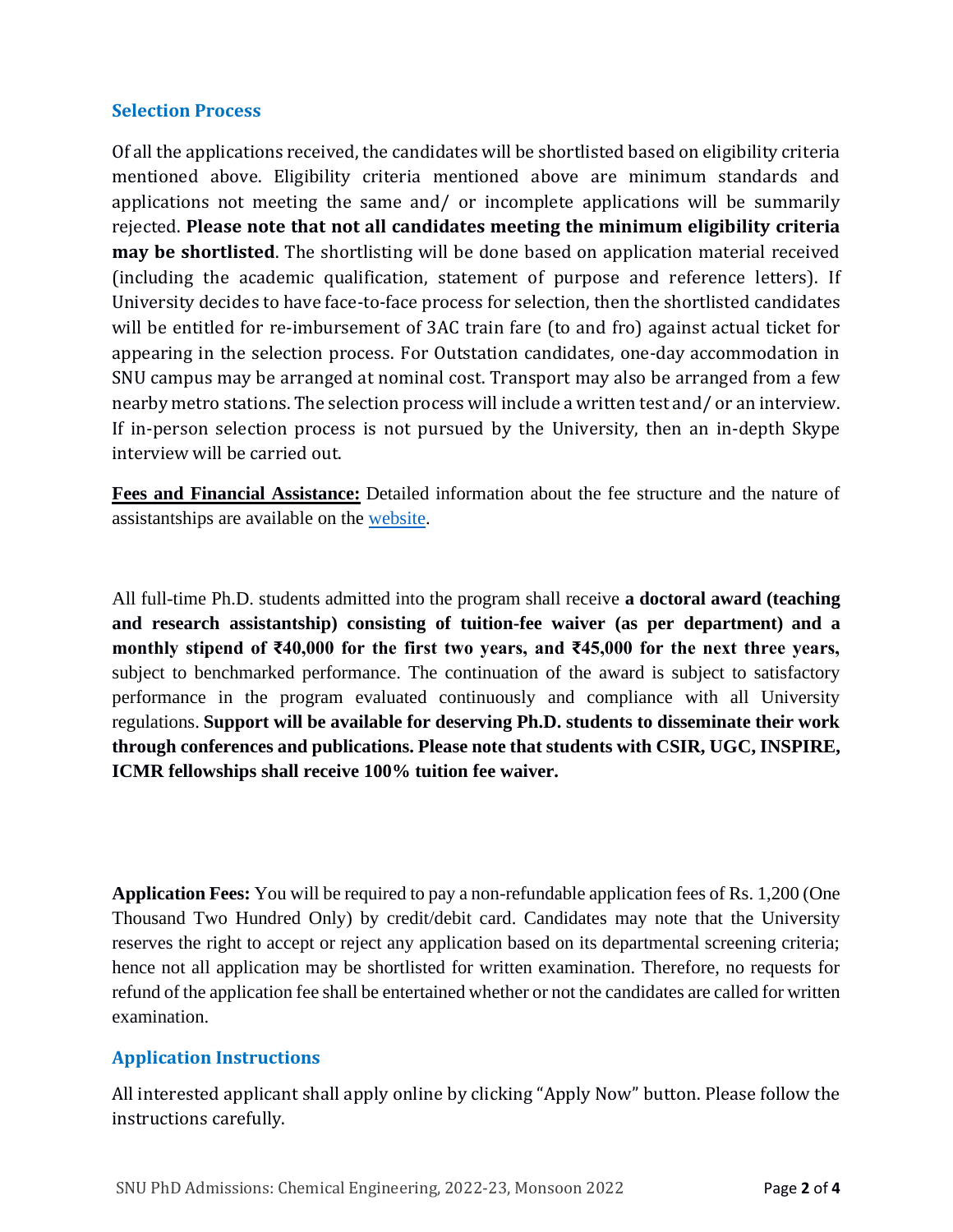## Selection Process

Of all the applications received, the candidates will be shortlisted based on eligibility criteria mentioned above. Eligibility criteria mentioned above are minimum standards and applications not meeting the same and/ or incomplete applications will be summarily rejected. **Please note that not all candidates meeting the minimum eligibility criteria may be shortlisted**. The shortlisting will be done based on application material received (including the academic qualification, statement of purpose and reference letters). If University decides to have face-to-face process for selection, then the shortlisted candidates will be entitled for re-imbursement of 3AC train fare (to and fro) against actual ticket for appearing in the selection process. For Outstation candidates, one-day accommodation in SNU campus may be arranged at nominal cost. Transport may also be arranged from a few nearby metro stations. The selection process will include a written test and/ or an interview. If in-person selection process is not pursued by the University, then an in-depth Skype interview will be carried out.

**Fees and Financial Assistance:** Detailed information about the fee structure and the nature of assistantships are available on the [website](website).

All full-time Ph.D. students admitted into the program shall receive **a doctoral award (teaching and research assistantship) consisting of tuition-fee waiver (as per department) and a monthly stipend of ₹40,000 for the first two years, and ₹45,000 for the next three years,** subject to benchmarked performance. The continuation of the award is subject to satisfactory performance in the program evaluated continuously and compliance with all University regulations. **Support will be available for deserving Ph.D. students to disseminate their work through conferences and publications. Please note that students with CSIR, UGC, INSPIRE, ICMR fellowships shall receive 100% tuition fee waiver.**

**Application Fees:** You will be required to pay a non-refundable application fees of Rs. 1,200 (One Thousand Two Hundred Only) by credit/debit card. Candidates may note that the University reserves the right to accept or reject any application based on its departmental screening criteria; hence not all application may be shortlisted for written examination. Therefore, no requests for refund of the application fee shall be entertained whether or not the candidates are called for written examination.

## Application Instructions

All interested applicant shall apply online by clicking "Apply Now" button. Please follow the instructions carefully.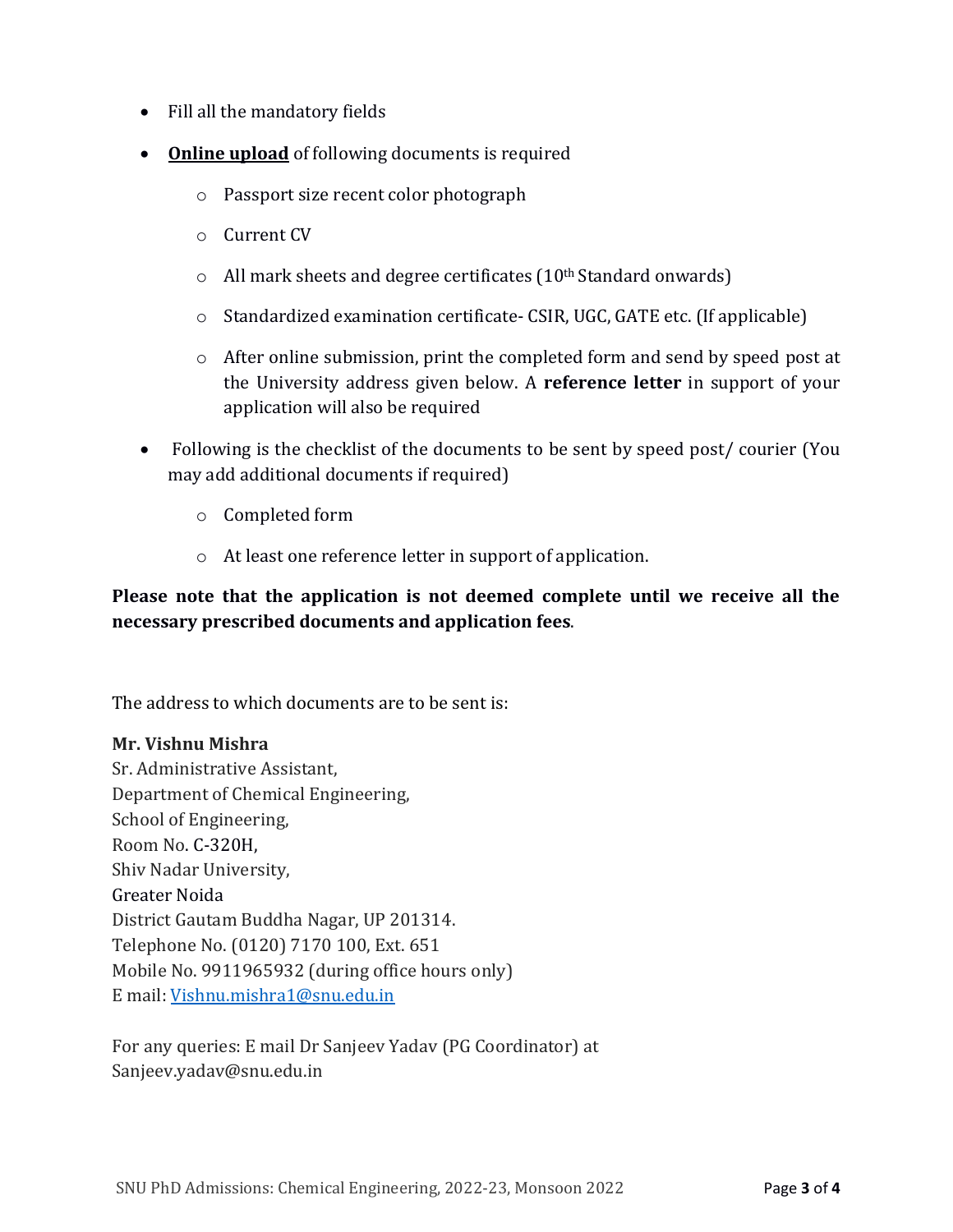- Fill all the mandatory fields
- **Online upload** of following documents is required
    - Passport size recent color photograph
    - Current CV
    - All mark sheets and degree certificates (10th Standard onwards)
    - Standardized examination certificate- CSIR, UGC, GATE etc. (If applicable)
    - After online submission, print the completed form and send by speed post at the University address given below. A **reference letter** in support of your application will also be required
- Following is the checklist of the documents to be sent by speed post/ courier (You may add additional documents if required)
    - Completed form
    - At least one reference letter in support of application.

**Please note that the application is not deemed complete until we receive all the necessary prescribed documents and application fees**.

The address to which documents are to be sent is:

**Mr. Vishnu Mishra**
Sr. Administrative Assistant,
Department of Chemical Engineering,
School of Engineering,
Room No. C-320H,
Shiv Nadar University,
Greater Noida
District Gautam Buddha Nagar, UP 201314.
Telephone No. (0120) 7170 100, Ext. 651
Mobile No. 9911965932 (during office hours only)
E mail: Vishnu.mishra1@snu.edu.in

For any queries: E mail Dr Sanjeev Yadav (PG Coordinator) at Sanjeev.yadav@snu.edu.in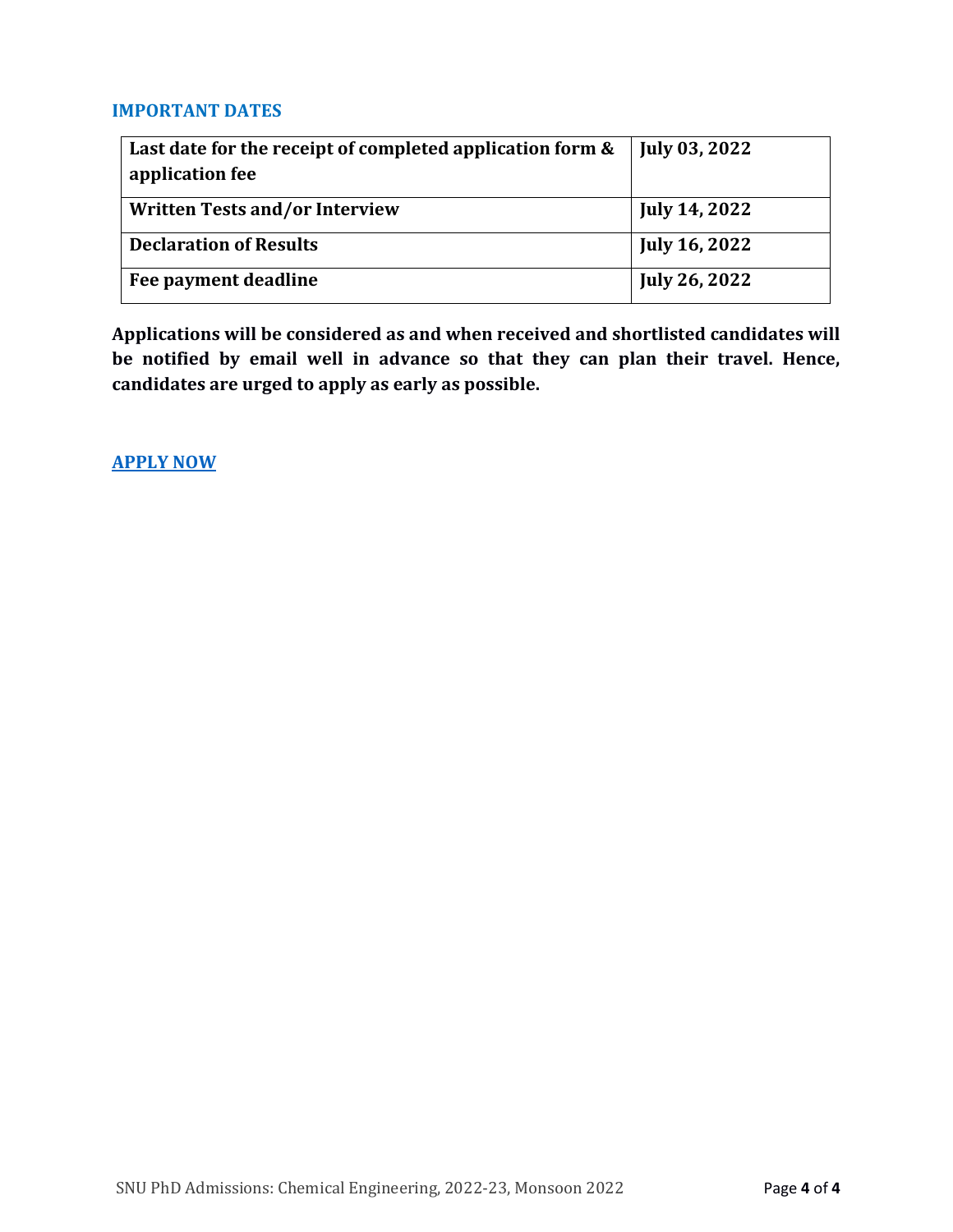## IMPORTANT DATES

| | |
|---|---|
| **Last date for the receipt of completed application form & application fee** | **July 03, 2022** |
| **Written Tests and/or Interview** | **July 14, 2022** |
| **Declaration of Results** | **July 16, 2022** |
| **Fee payment deadline** | **July 26, 2022** |

**Applications will be considered as and when received and shortlisted candidates will be notified by email well in advance so that they can plan their travel. Hence, candidates are urged to apply as early as possible.**

**APPLY NOW**